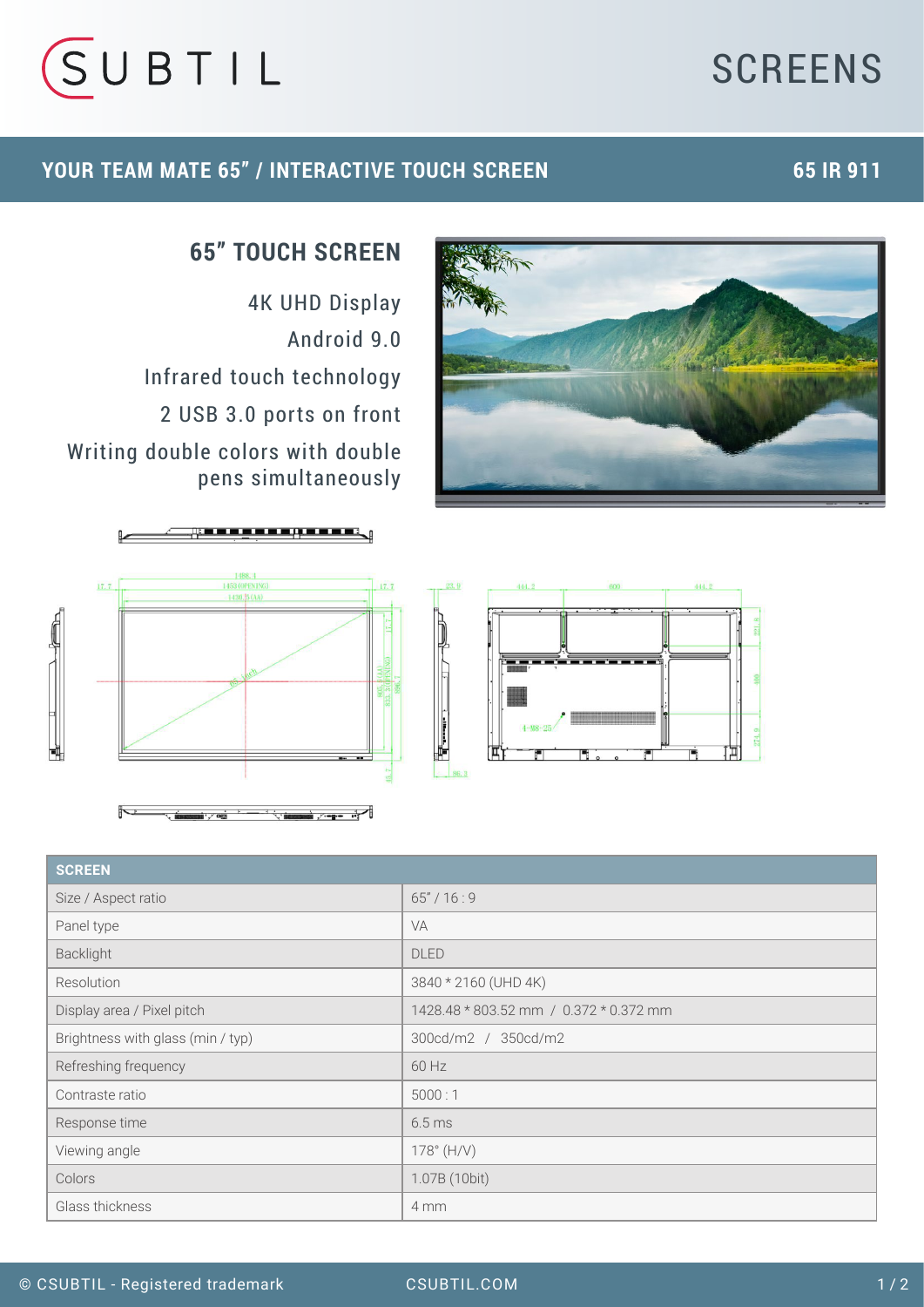# SUBTIL SCREENS

## YOUR TEAM MATE 65" / INTERACTIVE TOUCH SCREEN — 65 IR 911

### 65" TOUCH SCREEN

4K UHD Display

Android 9.0

Infrared touch technology

2 USB 3.0 ports on front

Writing double colors with double pens simultaneously

| SCREEN | |
|---|---|
| Size / Aspect ratio | 65" / 16 : 9 |
| Panel type | VA |
| Backlight | DLED |
| Resolution | 3840 * 2160 (UHD 4K) |
| Display area / Pixel pitch | 1428.48 * 803.52 mm / 0.372 * 0.372 mm |
| Brightness with glass (min / typ) | 300cd/m2 / 350cd/m2 |
| Refreshing frequency | 60 Hz |
| Contraste ratio | 5000 : 1 |
| Response time | 6.5 ms |
| Viewing angle | 178° (H/V) |
| Colors | 1.07B (10bit) |
| Glass thickness | 4 mm |

© CSUBTIL - Registered trademark    CSUBTIL.COM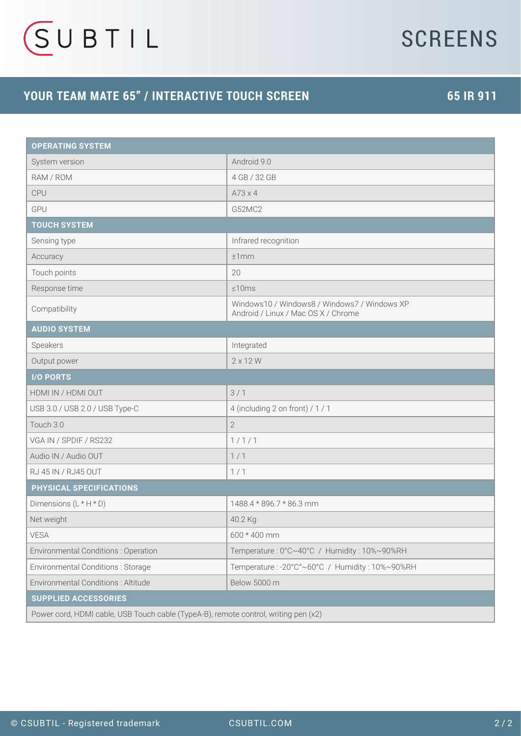# SUBTIL SCREENS

## YOUR TEAM MATE 65" / INTERACTIVE TOUCH SCREEN — 65 IR 911

| | |
|---|---|
| **OPERATING SYSTEM** | |
| System version | Android 9.0 |
| RAM / ROM | 4 GB / 32 GB |
| CPU | A73 x 4 |
| GPU | G52MC2 |
| **TOUCH SYSTEM** | |
| Sensing type | Infrared recognition |
| Accuracy | ±1mm |
| Touch points | 20 |
| Response time | ≤10ms |
| Compatibility | Windows10 / Windows8 / Windows7 / Windows XP Android / Linux / Mac OS X / Chrome |
| **AUDIO SYSTEM** | |
| Speakers | Integrated |
| Output power | 2 x 12 W |
| **I/O PORTS** | |
| HDMI IN / HDMI OUT | 3 / 1 |
| USB 3.0 / USB 2.0 / USB Type-C | 4 (including 2 on front) / 1 / 1 |
| Touch 3.0 | 2 |
| VGA IN / SPDIF / RS232 | 1 / 1 / 1 |
| Audio IN / Audio OUT | 1 / 1 |
| RJ 45 IN / RJ45 OUT | 1 / 1 |
| **PHYSICAL SPECIFICATIONS** | |
| Dimensions (L * H * D) | 1488.4 * 896.7 * 86.3 mm |
| Net weight | 40.2 Kg |
| VESA | 600 * 400 mm |
| Environmental Conditions : Operation | Temperature : 0°C~40°C / Humidity : 10%~90%RH |
| Environmental Conditions : Storage | Temperature : -20°C°~60°C / Humidity : 10%~90%RH |
| Environmental Conditions : Altitude | Below 5000 m |
| **SUPPLIED ACCESSORIES** | |
| Power cord, HDMI cable, USB Touch cable (TypeA-B), remote control, writing pen (x2) | |

© CSUBTIL - Registered trademark CSUBTIL.COM